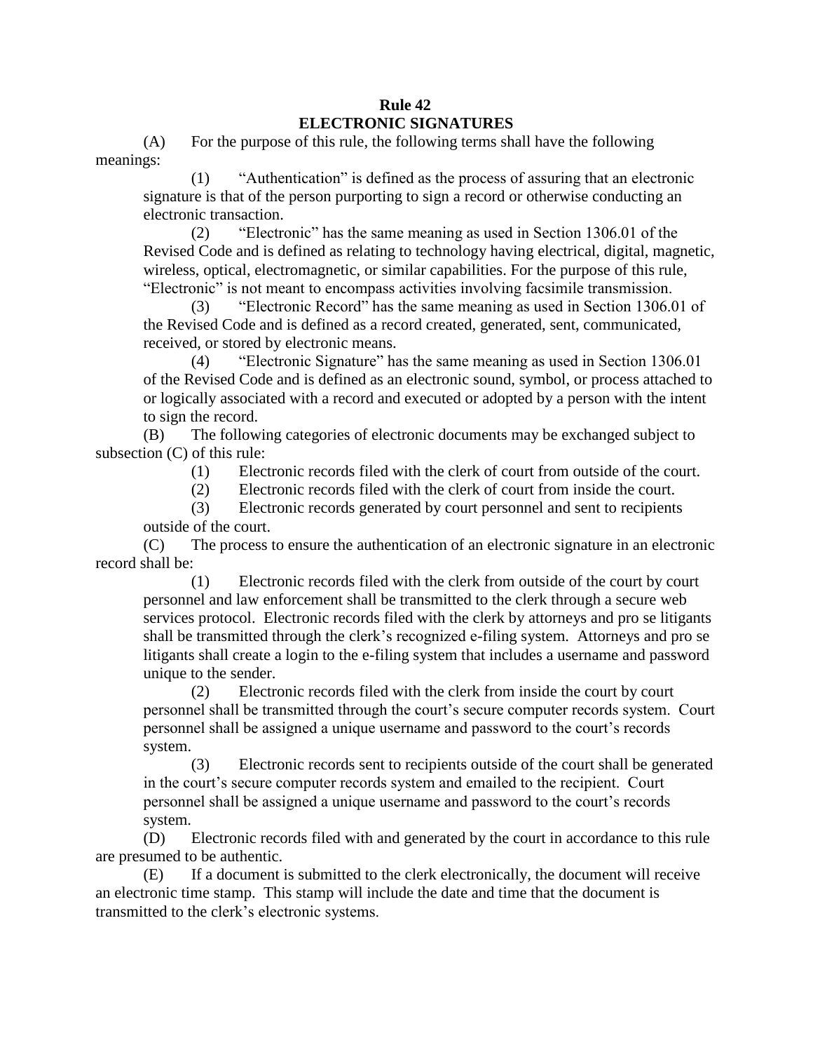# Rule 42
## ELECTRONIC SIGNATURES

(A) For the purpose of this rule, the following terms shall have the following meanings:

(1) "Authentication" is defined as the process of assuring that an electronic signature is that of the person purporting to sign a record or otherwise conducting an electronic transaction.

(2) "Electronic" has the same meaning as used in Section 1306.01 of the Revised Code and is defined as relating to technology having electrical, digital, magnetic, wireless, optical, electromagnetic, or similar capabilities. For the purpose of this rule, "Electronic" is not meant to encompass activities involving facsimile transmission.

(3) "Electronic Record" has the same meaning as used in Section 1306.01 of the Revised Code and is defined as a record created, generated, sent, communicated, received, or stored by electronic means.

(4) "Electronic Signature" has the same meaning as used in Section 1306.01 of the Revised Code and is defined as an electronic sound, symbol, or process attached to or logically associated with a record and executed or adopted by a person with the intent to sign the record.

(B) The following categories of electronic documents may be exchanged subject to subsection (C) of this rule:

(1) Electronic records filed with the clerk of court from outside of the court.

(2) Electronic records filed with the clerk of court from inside the court.

(3) Electronic records generated by court personnel and sent to recipients outside of the court.

(C) The process to ensure the authentication of an electronic signature in an electronic record shall be:

(1) Electronic records filed with the clerk from outside of the court by court personnel and law enforcement shall be transmitted to the clerk through a secure web services protocol. Electronic records filed with the clerk by attorneys and pro se litigants shall be transmitted through the clerk's recognized e-filing system. Attorneys and pro se litigants shall create a login to the e-filing system that includes a username and password unique to the sender.

(2) Electronic records filed with the clerk from inside the court by court personnel shall be transmitted through the court's secure computer records system. Court personnel shall be assigned a unique username and password to the court's records system.

(3) Electronic records sent to recipients outside of the court shall be generated in the court's secure computer records system and emailed to the recipient. Court personnel shall be assigned a unique username and password to the court's records system.

(D) Electronic records filed with and generated by the court in accordance to this rule are presumed to be authentic.

(E) If a document is submitted to the clerk electronically, the document will receive an electronic time stamp. This stamp will include the date and time that the document is transmitted to the clerk's electronic systems.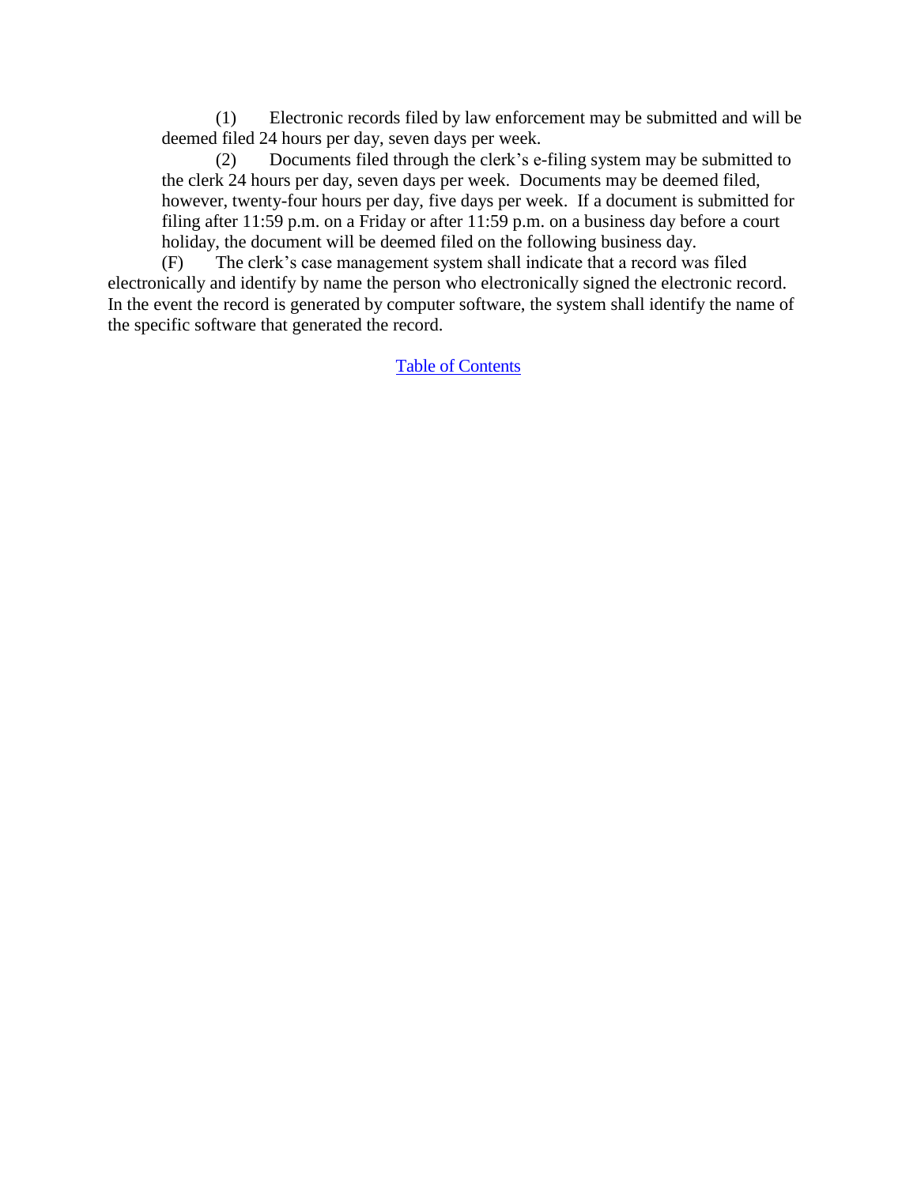(1) Electronic records filed by law enforcement may be submitted and will be deemed filed 24 hours per day, seven days per week.

(2) Documents filed through the clerk's e-filing system may be submitted to the clerk 24 hours per day, seven days per week. Documents may be deemed filed, however, twenty-four hours per day, five days per week. If a document is submitted for filing after 11:59 p.m. on a Friday or after 11:59 p.m. on a business day before a court holiday, the document will be deemed filed on the following business day.

(F) The clerk's case management system shall indicate that a record was filed electronically and identify by name the person who electronically signed the electronic record. In the event the record is generated by computer software, the system shall identify the name of the specific software that generated the record.

Table of Contents